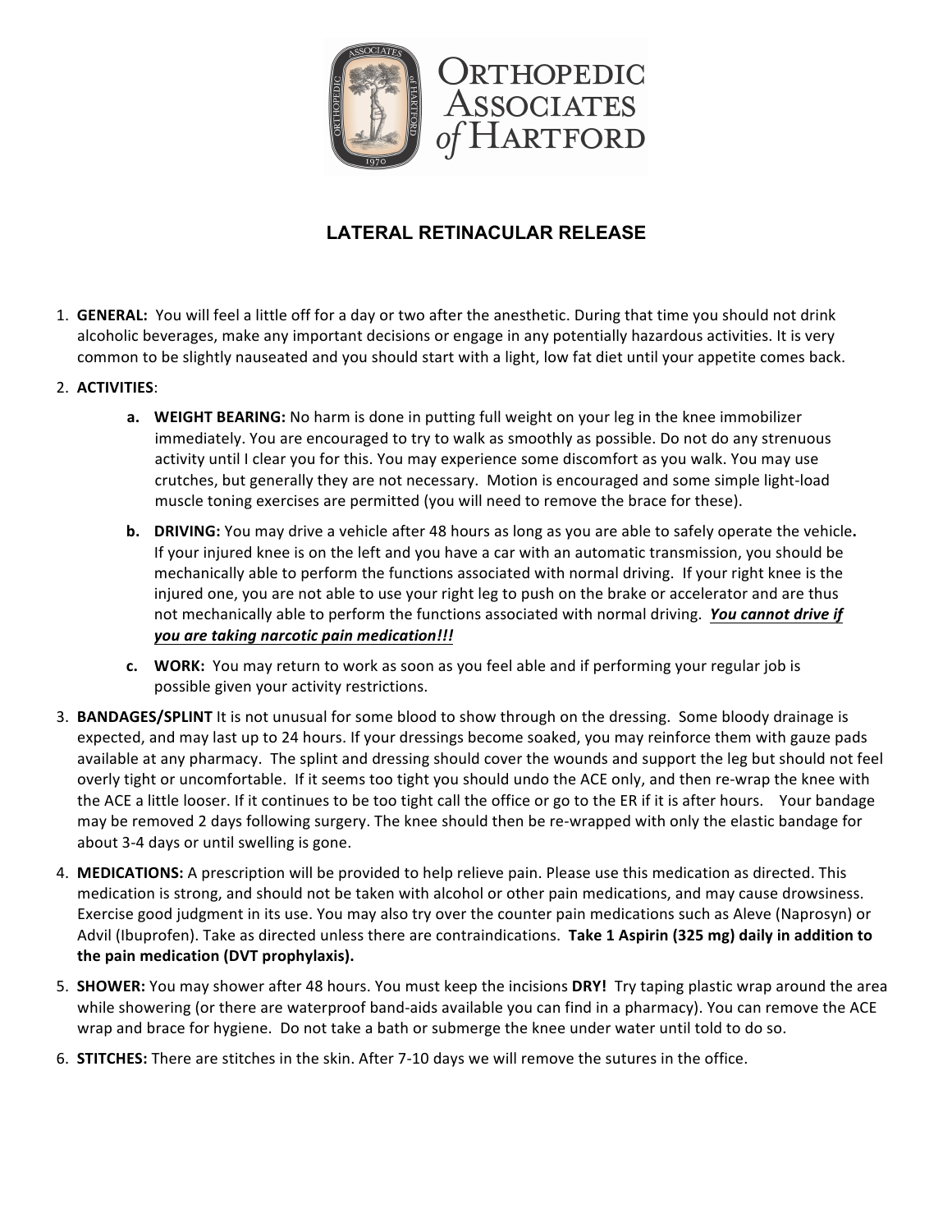Orthopedic Associates of Hartford

# LATERAL RETINACULAR RELEASE

1. **GENERAL:** You will feel a little off for a day or two after the anesthetic. During that time you should not drink alcoholic beverages, make any important decisions or engage in any potentially hazardous activities. It is very common to be slightly nauseated and you should start with a light, low fat diet until your appetite comes back.

2. **ACTIVITIES**:
   a. **WEIGHT BEARING:** No harm is done in putting full weight on your leg in the knee immobilizer immediately. You are encouraged to try to walk as smoothly as possible. Do not do any strenuous activity until I clear you for this. You may experience some discomfort as you walk. You may use crutches, but generally they are not necessary. Motion is encouraged and some simple light-load muscle toning exercises are permitted (you will need to remove the brace for these).

   b. **DRIVING:** You may drive a vehicle after 48 hours as long as you are able to safely operate the vehicle**.** If your injured knee is on the left and you have a car with an automatic transmission, you should be mechanically able to perform the functions associated with normal driving. If your right knee is the injured one, you are not able to use your right leg to push on the brake or accelerator and are thus not mechanically able to perform the functions associated with normal driving. ***<u>You cannot drive if you are taking narcotic pain medication!!!</u>***

   c. **WORK:** You may return to work as soon as you feel able and if performing your regular job is possible given your activity restrictions.

3. **BANDAGES/SPLINT** It is not unusual for some blood to show through on the dressing. Some bloody drainage is expected, and may last up to 24 hours. If your dressings become soaked, you may reinforce them with gauze pads available at any pharmacy. The splint and dressing should cover the wounds and support the leg but should not feel overly tight or uncomfortable. If it seems too tight you should undo the ACE only, and then re-wrap the knee with the ACE a little looser. If it continues to be too tight call the office or go to the ER if it is after hours. Your bandage may be removed 2 days following surgery. The knee should then be re-wrapped with only the elastic bandage for about 3-4 days or until swelling is gone.

4. **MEDICATIONS:** A prescription will be provided to help relieve pain. Please use this medication as directed. This medication is strong, and should not be taken with alcohol or other pain medications, and may cause drowsiness. Exercise good judgment in its use. You may also try over the counter pain medications such as Aleve (Naprosyn) or Advil (Ibuprofen). Take as directed unless there are contraindications. **Take 1 Aspirin (325 mg) daily in addition to the pain medication (DVT prophylaxis).**

5. **SHOWER:** You may shower after 48 hours. You must keep the incisions **DRY!** Try taping plastic wrap around the area while showering (or there are waterproof band-aids available you can find in a pharmacy). You can remove the ACE wrap and brace for hygiene. Do not take a bath or submerge the knee under water until told to do so.

6. **STITCHES:** There are stitches in the skin. After 7-10 days we will remove the sutures in the office.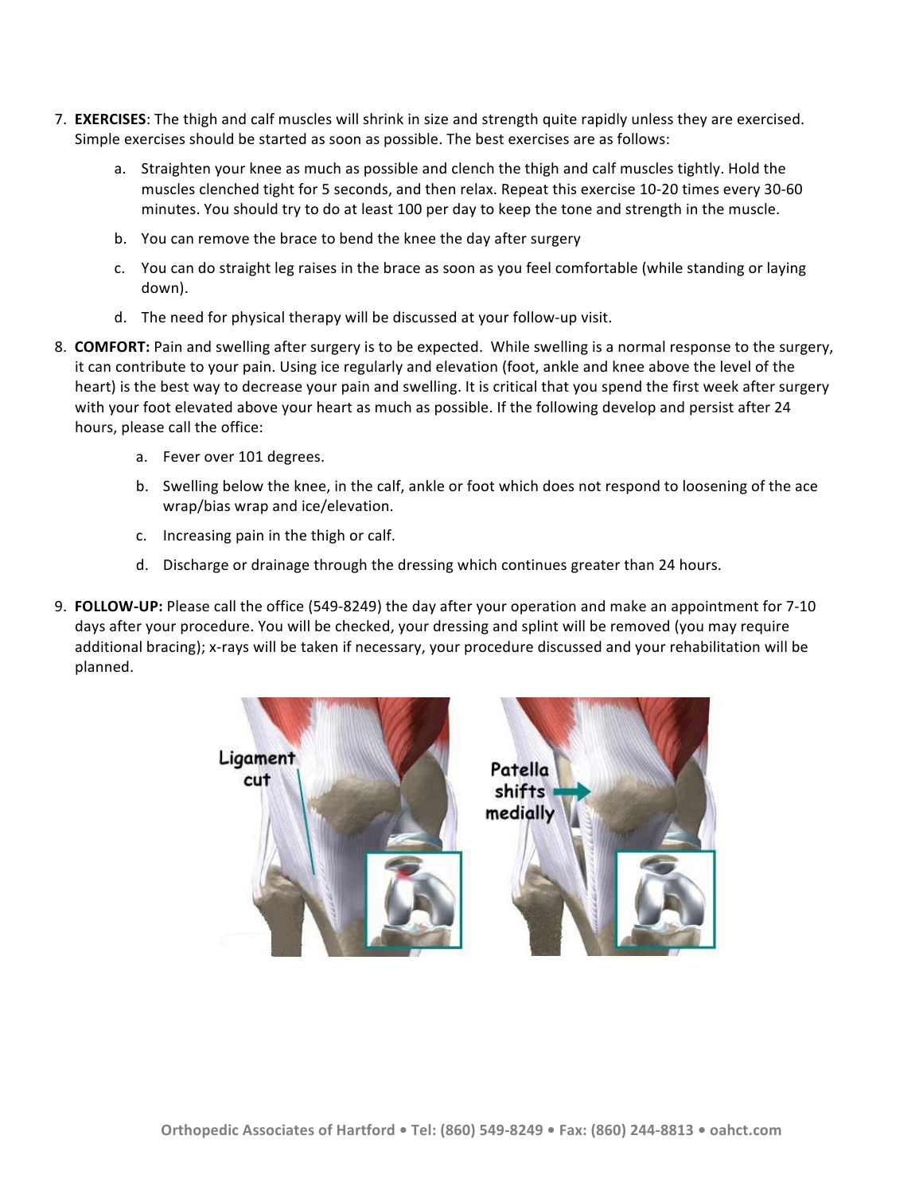7. **EXERCISES**: The thigh and calf muscles will shrink in size and strength quite rapidly unless they are exercised. Simple exercises should be started as soon as possible. The best exercises are as follows:

    a. Straighten your knee as much as possible and clench the thigh and calf muscles tightly. Hold the muscles clenched tight for 5 seconds, and then relax. Repeat this exercise 10-20 times every 30-60 minutes. You should try to do at least 100 per day to keep the tone and strength in the muscle.

    b. You can remove the brace to bend the knee the day after surgery

    c. You can do straight leg raises in the brace as soon as you feel comfortable (while standing or laying down).

    d. The need for physical therapy will be discussed at your follow-up visit.

8. **COMFORT:** Pain and swelling after surgery is to be expected. While swelling is a normal response to the surgery, it can contribute to your pain. Using ice regularly and elevation (foot, ankle and knee above the level of the heart) is the best way to decrease your pain and swelling. It is critical that you spend the first week after surgery with your foot elevated above your heart as much as possible. If the following develop and persist after 24 hours, please call the office:

    a. Fever over 101 degrees.

    b. Swelling below the knee, in the calf, ankle or foot which does not respond to loosening of the ace wrap/bias wrap and ice/elevation.

    c. Increasing pain in the thigh or calf.

    d. Discharge or drainage through the dressing which continues greater than 24 hours.

9. **FOLLOW-UP:** Please call the office (549-8249) the day after your operation and make an appointment for 7-10 days after your procedure. You will be checked, your dressing and splint will be removed (you may require additional bracing); x-rays will be taken if necessary, your procedure discussed and your rehabilitation will be planned.

Ligament cut

Patella shifts medially